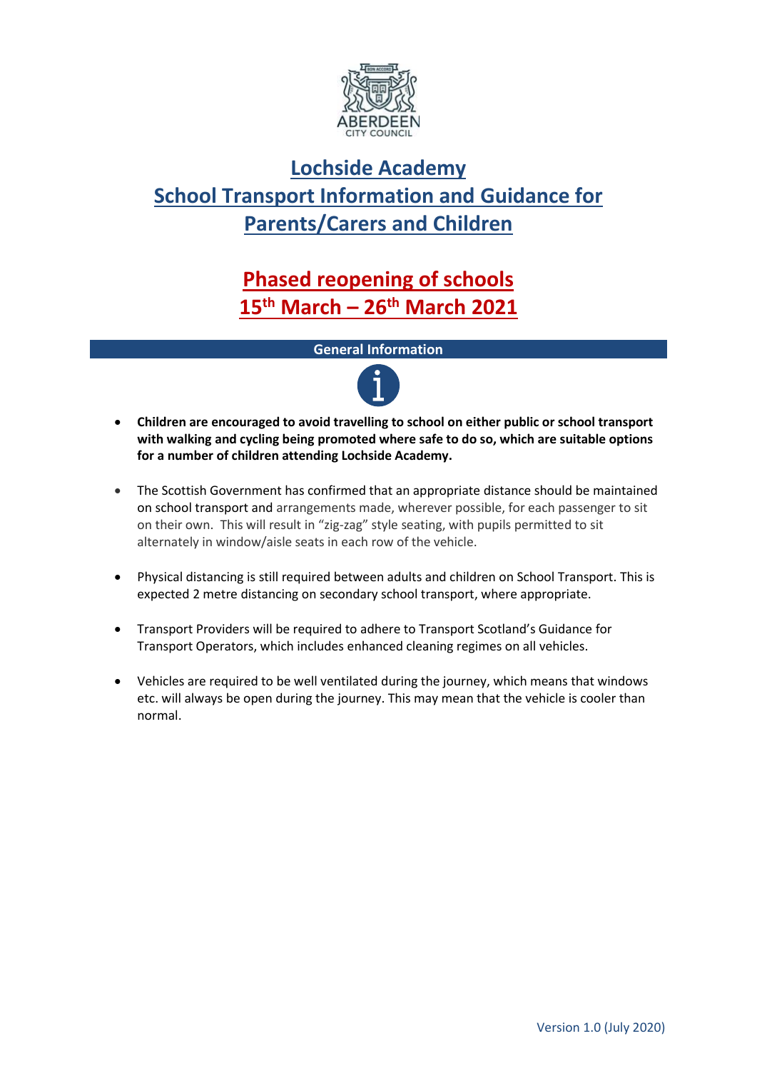# Lochside Academy
# School Transport Information and Guidance for Parents/Carers and Children

## Phased reopening of schools
## 15th March – 26th March 2021

### General Information

- **Children are encouraged to avoid travelling to school on either public or school transport with walking and cycling being promoted where safe to do so, which are suitable options for a number of children attending Lochside Academy.**

- The Scottish Government has confirmed that an appropriate distance should be maintained on school transport and arrangements made, wherever possible, for each passenger to sit on their own. This will result in "zig-zag" style seating, with pupils permitted to sit alternately in window/aisle seats in each row of the vehicle.

- Physical distancing is still required between adults and children on School Transport. This is expected 2 metre distancing on secondary school transport, where appropriate.

- Transport Providers will be required to adhere to Transport Scotland's Guidance for Transport Operators, which includes enhanced cleaning regimes on all vehicles.

- Vehicles are required to be well ventilated during the journey, which means that windows etc. will always be open during the journey. This may mean that the vehicle is cooler than normal.

Version 1.0 (July 2020)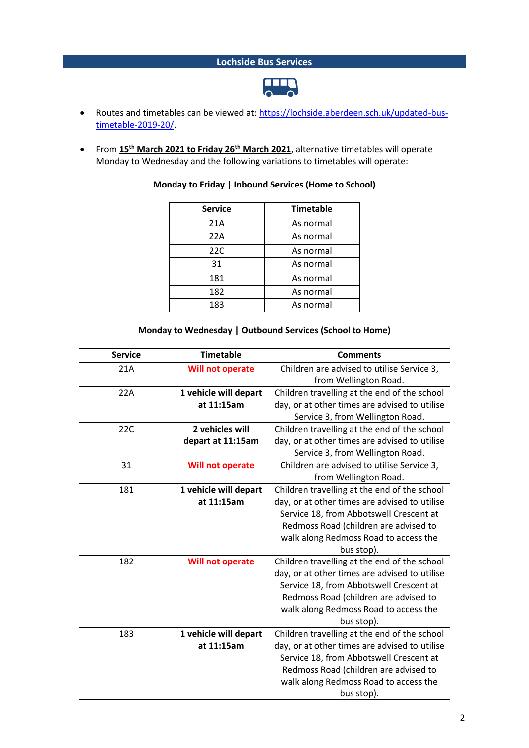## Lochside Bus Services

- Routes and timetables can be viewed at: https://lochside.aberdeen.sch.uk/updated-bus-timetable-2019-20/.
- From **15th March 2021 to Friday 26th March 2021**, alternative timetables will operate Monday to Wednesday and the following variations to timetables will operate:

**Monday to Friday | Inbound Services (Home to School)**

| Service | Timetable |
|---|---|
| 21A | As normal |
| 22A | As normal |
| 22C | As normal |
| 31 | As normal |
| 181 | As normal |
| 182 | As normal |
| 183 | As normal |

**Monday to Wednesday | Outbound Services (School to Home)**

| Service | Timetable | Comments |
|---|---|---|
| 21A | **Will not operate** | Children are advised to utilise Service 3, from Wellington Road. |
| 22A | **1 vehicle will depart at 11:15am** | Children travelling at the end of the school day, or at other times are advised to utilise Service 3, from Wellington Road. |
| 22C | **2 vehicles will depart at 11:15am** | Children travelling at the end of the school day, or at other times are advised to utilise Service 3, from Wellington Road. |
| 31 | **Will not operate** | Children are advised to utilise Service 3, from Wellington Road. |
| 181 | **1 vehicle will depart at 11:15am** | Children travelling at the end of the school day, or at other times are advised to utilise Service 18, from Abbotswell Crescent at Redmoss Road (children are advised to walk along Redmoss Road to access the bus stop). |
| 182 | **Will not operate** | Children travelling at the end of the school day, or at other times are advised to utilise Service 18, from Abbotswell Crescent at Redmoss Road (children are advised to walk along Redmoss Road to access the bus stop). |
| 183 | **1 vehicle will depart at 11:15am** | Children travelling at the end of the school day, or at other times are advised to utilise Service 18, from Abbotswell Crescent at Redmoss Road (children are advised to walk along Redmoss Road to access the bus stop). |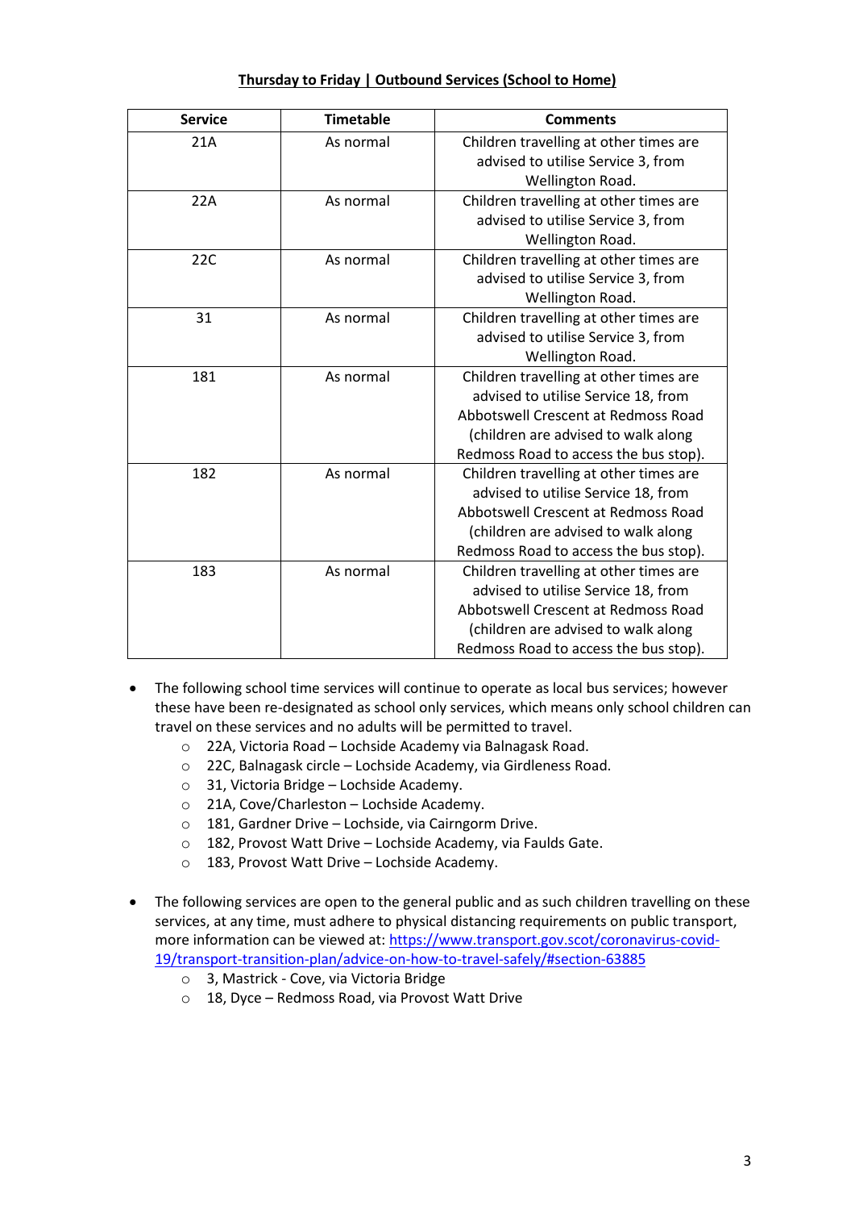**Thursday to Friday | Outbound Services (School to Home)**

| Service | Timetable | Comments |
|---|---|---|
| 21A | As normal | Children travelling at other times are advised to utilise Service 3, from Wellington Road. |
| 22A | As normal | Children travelling at other times are advised to utilise Service 3, from Wellington Road. |
| 22C | As normal | Children travelling at other times are advised to utilise Service 3, from Wellington Road. |
| 31 | As normal | Children travelling at other times are advised to utilise Service 3, from Wellington Road. |
| 181 | As normal | Children travelling at other times are advised to utilise Service 18, from Abbotswell Crescent at Redmoss Road (children are advised to walk along Redmoss Road to access the bus stop). |
| 182 | As normal | Children travelling at other times are advised to utilise Service 18, from Abbotswell Crescent at Redmoss Road (children are advised to walk along Redmoss Road to access the bus stop). |
| 183 | As normal | Children travelling at other times are advised to utilise Service 18, from Abbotswell Crescent at Redmoss Road (children are advised to walk along Redmoss Road to access the bus stop). |

- The following school time services will continue to operate as local bus services; however these have been re-designated as school only services, which means only school children can travel on these services and no adults will be permitted to travel.
  - 22A, Victoria Road – Lochside Academy via Balnagask Road.
  - 22C, Balnagask circle – Lochside Academy, via Girdleness Road.
  - 31, Victoria Bridge – Lochside Academy.
  - 21A, Cove/Charleston – Lochside Academy.
  - 181, Gardner Drive – Lochside, via Cairngorm Drive.
  - 182, Provost Watt Drive – Lochside Academy, via Faulds Gate.
  - 183, Provost Watt Drive – Lochside Academy.

- The following services are open to the general public and as such children travelling on these services, at any time, must adhere to physical distancing requirements on public transport, more information can be viewed at: https://www.transport.gov.scot/coronavirus-covid-19/transport-transition-plan/advice-on-how-to-travel-safely/#section-63885
  - 3, Mastrick - Cove, via Victoria Bridge
  - 18, Dyce – Redmoss Road, via Provost Watt Drive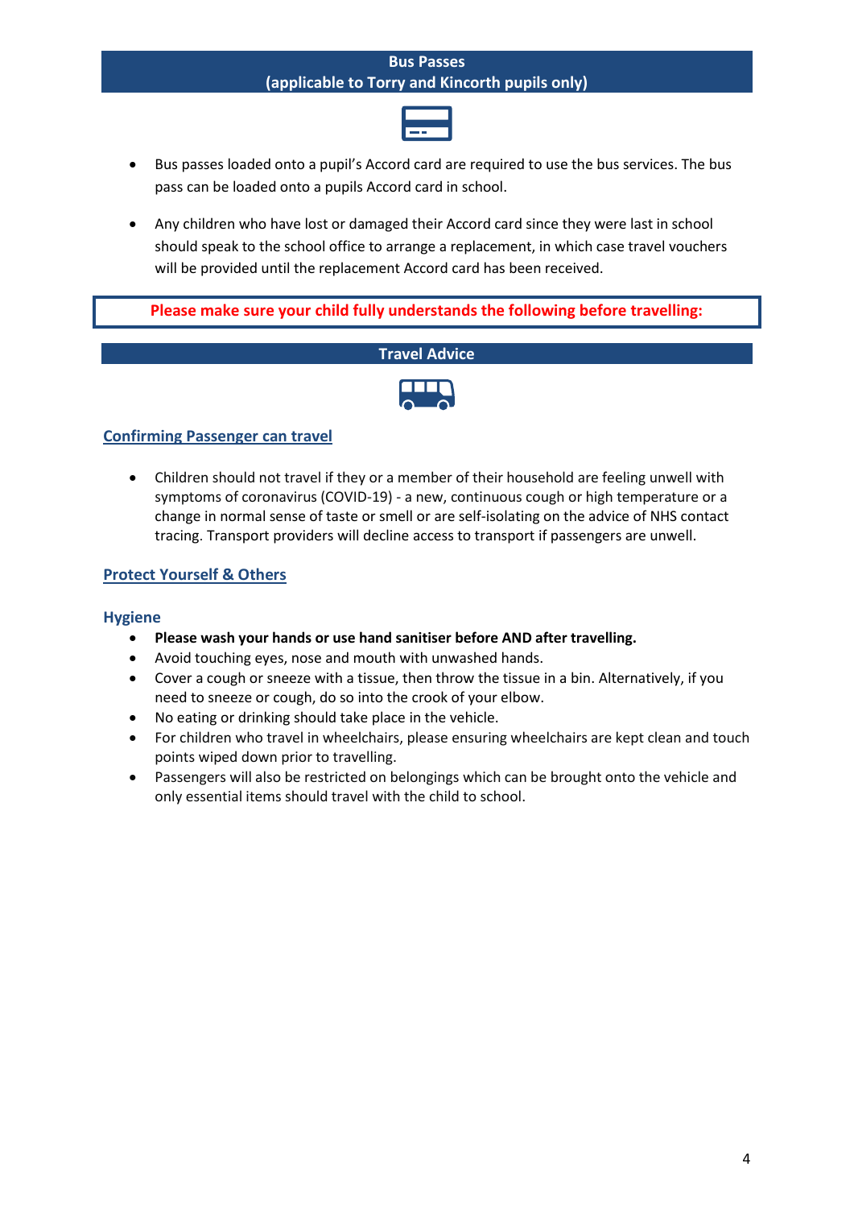## Bus Passes
## (applicable to Torry and Kincorth pupils only)

- Bus passes loaded onto a pupil's Accord card are required to use the bus services. The bus pass can be loaded onto a pupils Accord card in school.
- Any children who have lost or damaged their Accord card since they were last in school should speak to the school office to arrange a replacement, in which case travel vouchers will be provided until the replacement Accord card has been received.

**Please make sure your child fully understands the following before travelling:**

## Travel Advice

### Confirming Passenger can travel

- Children should not travel if they or a member of their household are feeling unwell with symptoms of coronavirus (COVID-19) - a new, continuous cough or high temperature or a change in normal sense of taste or smell or are self-isolating on the advice of NHS contact tracing. Transport providers will decline access to transport if passengers are unwell.

### Protect Yourself & Others

#### Hygiene

- **Please wash your hands or use hand sanitiser before AND after travelling.**
- Avoid touching eyes, nose and mouth with unwashed hands.
- Cover a cough or sneeze with a tissue, then throw the tissue in a bin. Alternatively, if you need to sneeze or cough, do so into the crook of your elbow.
- No eating or drinking should take place in the vehicle.
- For children who travel in wheelchairs, please ensuring wheelchairs are kept clean and touch points wiped down prior to travelling.
- Passengers will also be restricted on belongings which can be brought onto the vehicle and only essential items should travel with the child to school.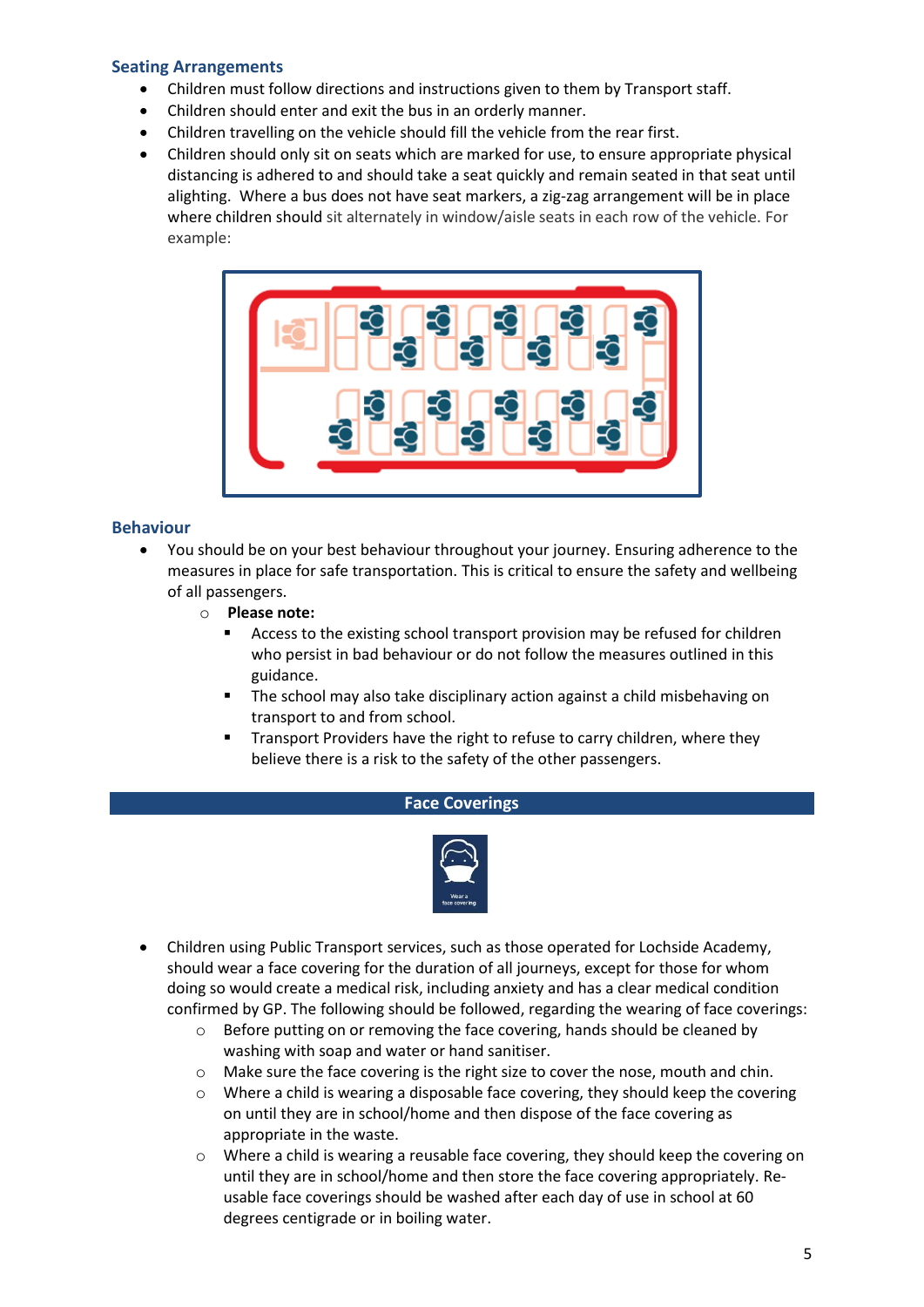## Seating Arrangements

- Children must follow directions and instructions given to them by Transport staff.
- Children should enter and exit the bus in an orderly manner.
- Children travelling on the vehicle should fill the vehicle from the rear first.
- Children should only sit on seats which are marked for use, to ensure appropriate physical distancing is adhered to and should take a seat quickly and remain seated in that seat until alighting. Where a bus does not have seat markers, a zig-zag arrangement will be in place where children should sit alternately in window/aisle seats in each row of the vehicle. For example:

## Behaviour

- You should be on your best behaviour throughout your journey. Ensuring adherence to the measures in place for safe transportation. This is critical to ensure the safety and wellbeing of all passengers.
  - **Please note:**
    - Access to the existing school transport provision may be refused for children who persist in bad behaviour or do not follow the measures outlined in this guidance.
    - The school may also take disciplinary action against a child misbehaving on transport to and from school.
    - Transport Providers have the right to refuse to carry children, where they believe there is a risk to the safety of the other passengers.

## Face Coverings

- Children using Public Transport services, such as those operated for Lochside Academy, should wear a face covering for the duration of all journeys, except for those for whom doing so would create a medical risk, including anxiety and has a clear medical condition confirmed by GP. The following should be followed, regarding the wearing of face coverings:
  - Before putting on or removing the face covering, hands should be cleaned by washing with soap and water or hand sanitiser.
  - Make sure the face covering is the right size to cover the nose, mouth and chin.
  - Where a child is wearing a disposable face covering, they should keep the covering on until they are in school/home and then dispose of the face covering as appropriate in the waste.
  - Where a child is wearing a reusable face covering, they should keep the covering on until they are in school/home and then store the face covering appropriately. Re-usable face coverings should be washed after each day of use in school at 60 degrees centigrade or in boiling water.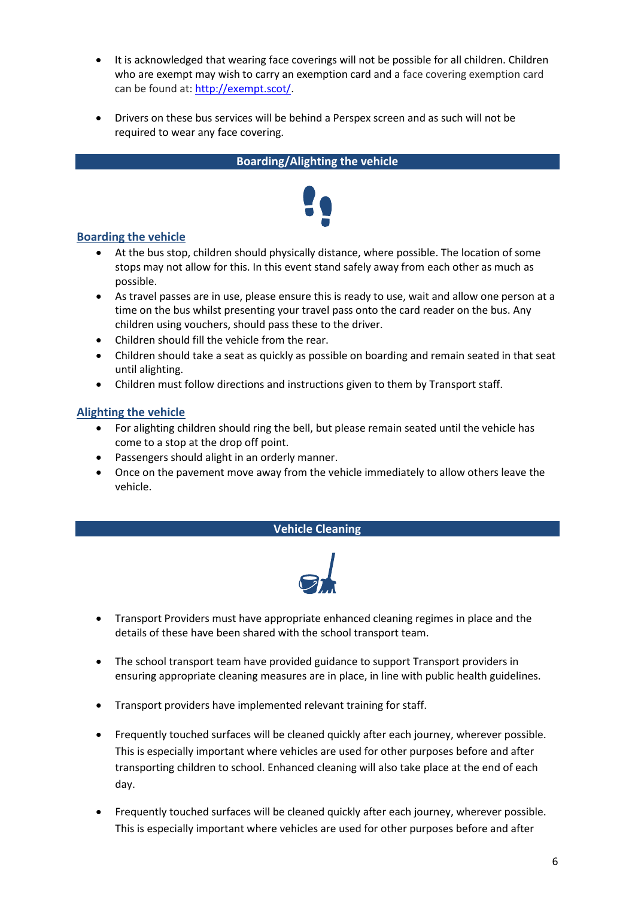- It is acknowledged that wearing face coverings will not be possible for all children. Children who are exempt may wish to carry an exemption card and a face covering exemption card can be found at: [http://exempt.scot/](http://exempt.scot/).

- Drivers on these bus services will be behind a Perspex screen and as such will not be required to wear any face covering.

## Boarding/Alighting the vehicle

### Boarding the vehicle

- At the bus stop, children should physically distance, where possible. The location of some stops may not allow for this. In this event stand safely away from each other as much as possible.
- As travel passes are in use, please ensure this is ready to use, wait and allow one person at a time on the bus whilst presenting your travel pass onto the card reader on the bus. Any children using vouchers, should pass these to the driver.
- Children should fill the vehicle from the rear.
- Children should take a seat as quickly as possible on boarding and remain seated in that seat until alighting.
- Children must follow directions and instructions given to them by Transport staff.

### Alighting the vehicle

- For alighting children should ring the bell, but please remain seated until the vehicle has come to a stop at the drop off point.
- Passengers should alight in an orderly manner.
- Once on the pavement move away from the vehicle immediately to allow others leave the vehicle.

## Vehicle Cleaning

- Transport Providers must have appropriate enhanced cleaning regimes in place and the details of these have been shared with the school transport team.

- The school transport team have provided guidance to support Transport providers in ensuring appropriate cleaning measures are in place, in line with public health guidelines.

- Transport providers have implemented relevant training for staff.

- Frequently touched surfaces will be cleaned quickly after each journey, wherever possible. This is especially important where vehicles are used for other purposes before and after transporting children to school. Enhanced cleaning will also take place at the end of each day.

- Frequently touched surfaces will be cleaned quickly after each journey, wherever possible. This is especially important where vehicles are used for other purposes before and after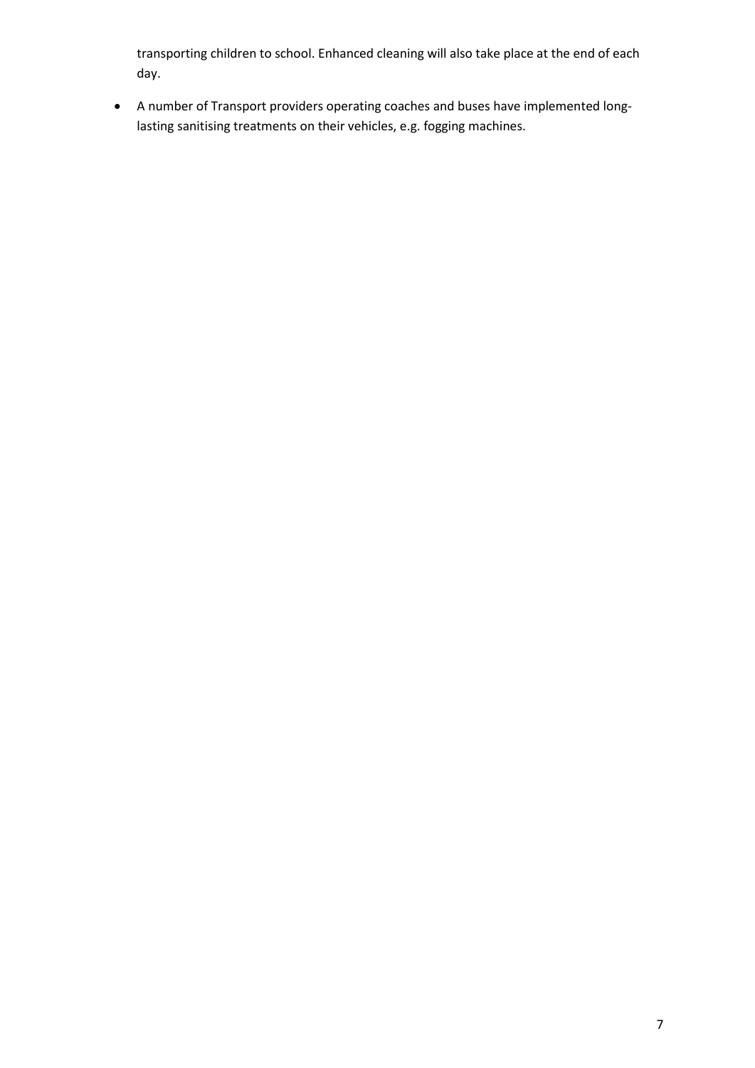transporting children to school. Enhanced cleaning will also take place at the end of each day.

- A number of Transport providers operating coaches and buses have implemented long-lasting sanitising treatments on their vehicles, e.g. fogging machines.